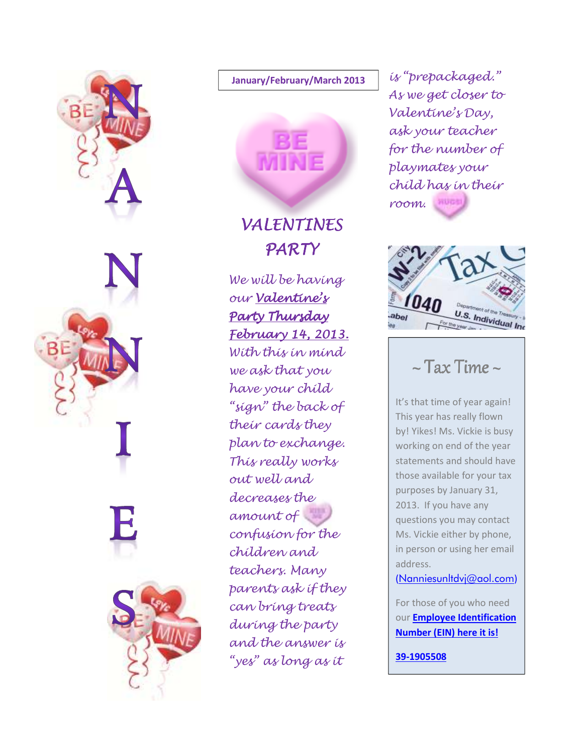NANNIES

January/February/March 2013

## VALENTINES PARTY

*We will be having our* ***Valentine's Party Thursday February 14, 2013.*** *With this in mind we ask that you have your child "sign" the back of their cards they plan to exchange. This really works out well and decreases the amount of confusion for the children and teachers. Many parents ask if they can bring treats during the party and the answer is "yes" as long as it is "prepackaged." As we get closer to Valentine's Day, ask your teacher for the number of playmates your child has in their room.*

## ~ Tax Time ~

It's that time of year again! This year has really flown by! Yikes! Ms. Vickie is busy working on end of the year statements and should have those available for your tax purposes by January 31, 2013. If you have any questions you may contact Ms. Vickie either by phone, in person or using her email address. (Nanniesunltdvj@aol.com)

For those of you who need our **Employee Identification Number (EIN) here it is!**

**39-1905508**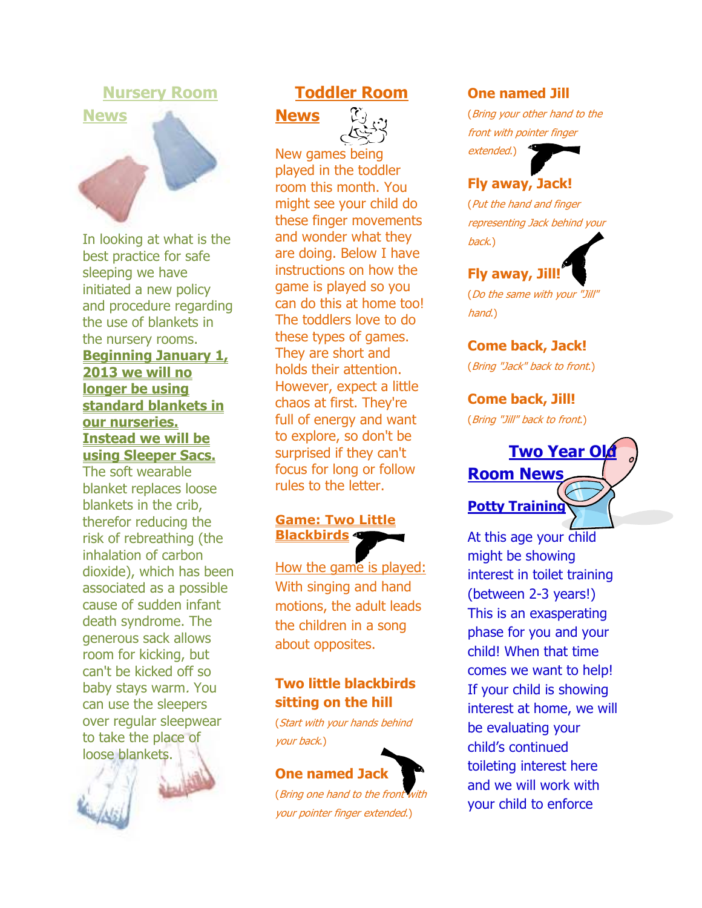## Nursery Room News

In looking at what is the best practice for safe sleeping we have initiated a new policy and procedure regarding the use of blankets in the nursery rooms. **Beginning January 1, 2013 we will no longer be using standard blankets in our nurseries. Instead we will be using Sleeper Sacs.** The soft wearable blanket replaces loose blankets in the crib, therefor reducing the risk of rebreathing (the inhalation of carbon dioxide), which has been associated as a possible cause of sudden infant death syndrome. The generous sack allows room for kicking, but can't be kicked off so baby stays warm. You can use the sleepers over regular sleepwear to take the place of loose blankets.

## Toddler Room News

New games being played in the toddler room this month. You might see your child do these finger movements and wonder what they are doing. Below I have instructions on how the game is played so you can do this at home too! The toddlers love to do these types of games. They are short and holds their attention. However, expect a little chaos at first. They're full of energy and want to explore, so don't be surprised if they can't focus for long or follow rules to the letter.

### Game: Two Little Blackbirds

How the game is played:

With singing and hand motions, the adult leads the children in a song about opposites.

**Two little blackbirds sitting on the hill**

(*Start with your hands behind your back.*)

**One named Jack**

(*Bring one hand to the front with your pointer finger extended.*)

**One named Jill**

(*Bring your other hand to the front with pointer finger extended.*)

**Fly away, Jack!**

(*Put the hand and finger representing Jack behind your back.*)

**Fly away, Jill!**

(*Do the same with your "Jill" hand.*)

**Come back, Jack!**

(*Bring "Jack" back to front.*)

**Come back, Jill!**

(*Bring "Jill" back to front.*)

## Two Year Old Room News

### Potty Training

At this age your child might be showing interest in toilet training (between 2-3 years!) This is an exasperating phase for you and your child! When that time comes we want to help! If your child is showing interest at home, we will be evaluating your child's continued toileting interest here and we will work with your child to enforce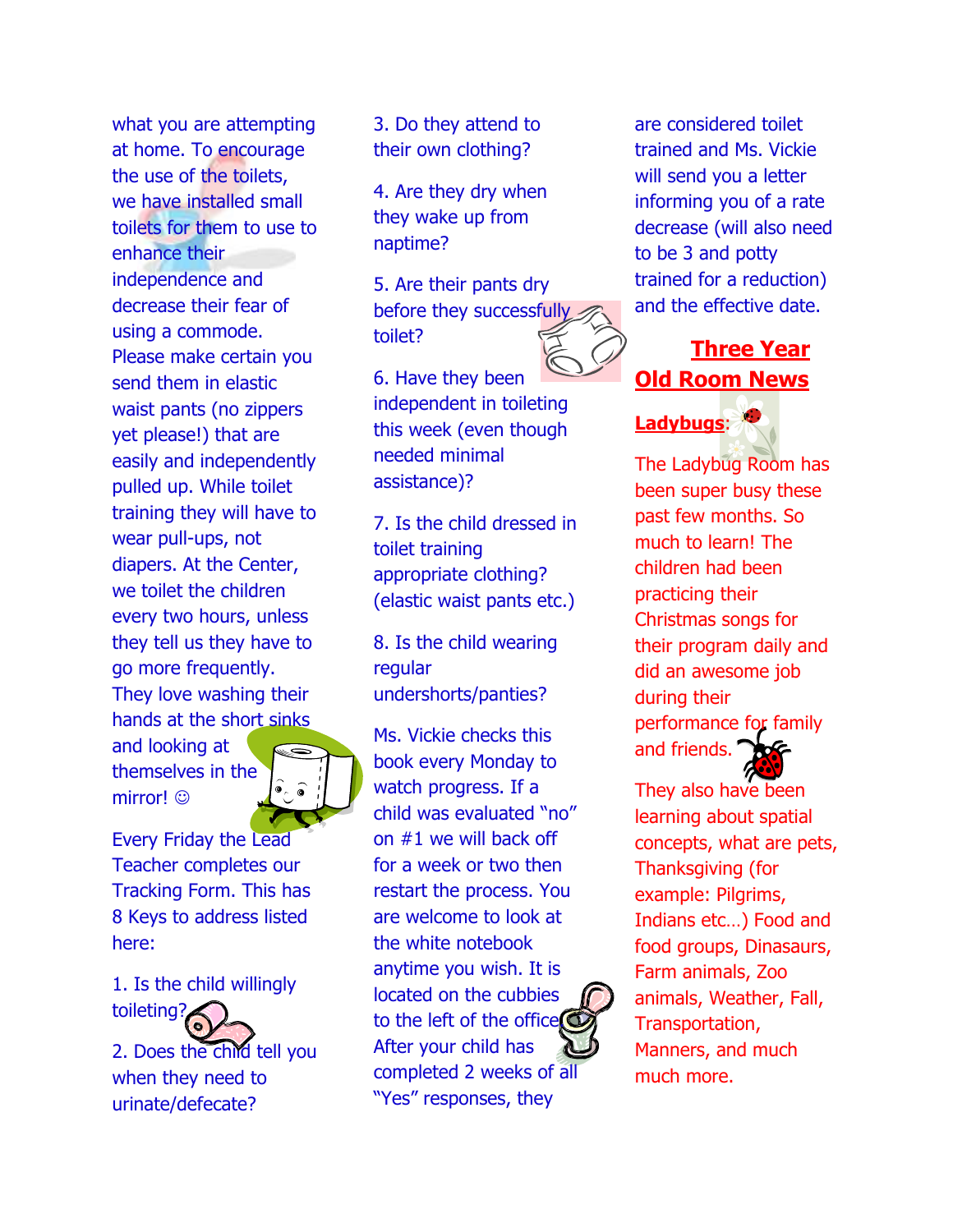what you are attempting at home. To encourage the use of the toilets, we have installed small toilets for them to use to enhance their independence and decrease their fear of using a commode. Please make certain you send them in elastic waist pants (no zippers yet please!) that are easily and independently pulled up. While toilet training they will have to wear pull-ups, not diapers. At the Center, we toilet the children every two hours, unless they tell us they have to go more frequently. They love washing their hands at the short sinks and looking at themselves in the mirror! ☺

Every Friday the Lead Teacher completes our Tracking Form. This has 8 Keys to address listed here:

1. Is the child willingly toileting?

2. Does the child tell you when they need to urinate/defecate?

3. Do they attend to their own clothing?

4. Are they dry when they wake up from naptime?

5. Are their pants dry before they successfully toilet?

6. Have they been independent in toileting this week (even though needed minimal assistance)?

7. Is the child dressed in toilet training appropriate clothing? (elastic waist pants etc.)

8. Is the child wearing regular undershorts/panties?

Ms. Vickie checks this book every Monday to watch progress. If a child was evaluated "no" on #1 we will back off for a week or two then restart the process. You are welcome to look at the white notebook anytime you wish. It is located on the cubbies to the left of the office. After your child has completed 2 weeks of all "Yes" responses, they are considered toilet trained and Ms. Vickie will send you a letter informing you of a rate decrease (will also need to be 3 and potty trained for a reduction) and the effective date.

## Three Year Old Room News

**Ladybugs**:

The Ladybug Room has been super busy these past few months. So much to learn! The children had been practicing their Christmas songs for their program daily and did an awesome job during their performance for family and friends.

They also have been learning about spatial concepts, what are pets, Thanksgiving (for example: Pilgrims, Indians etc…) Food and food groups, Dinasaurs, Farm animals, Zoo animals, Weather, Fall, Transportation, Manners, and much much more.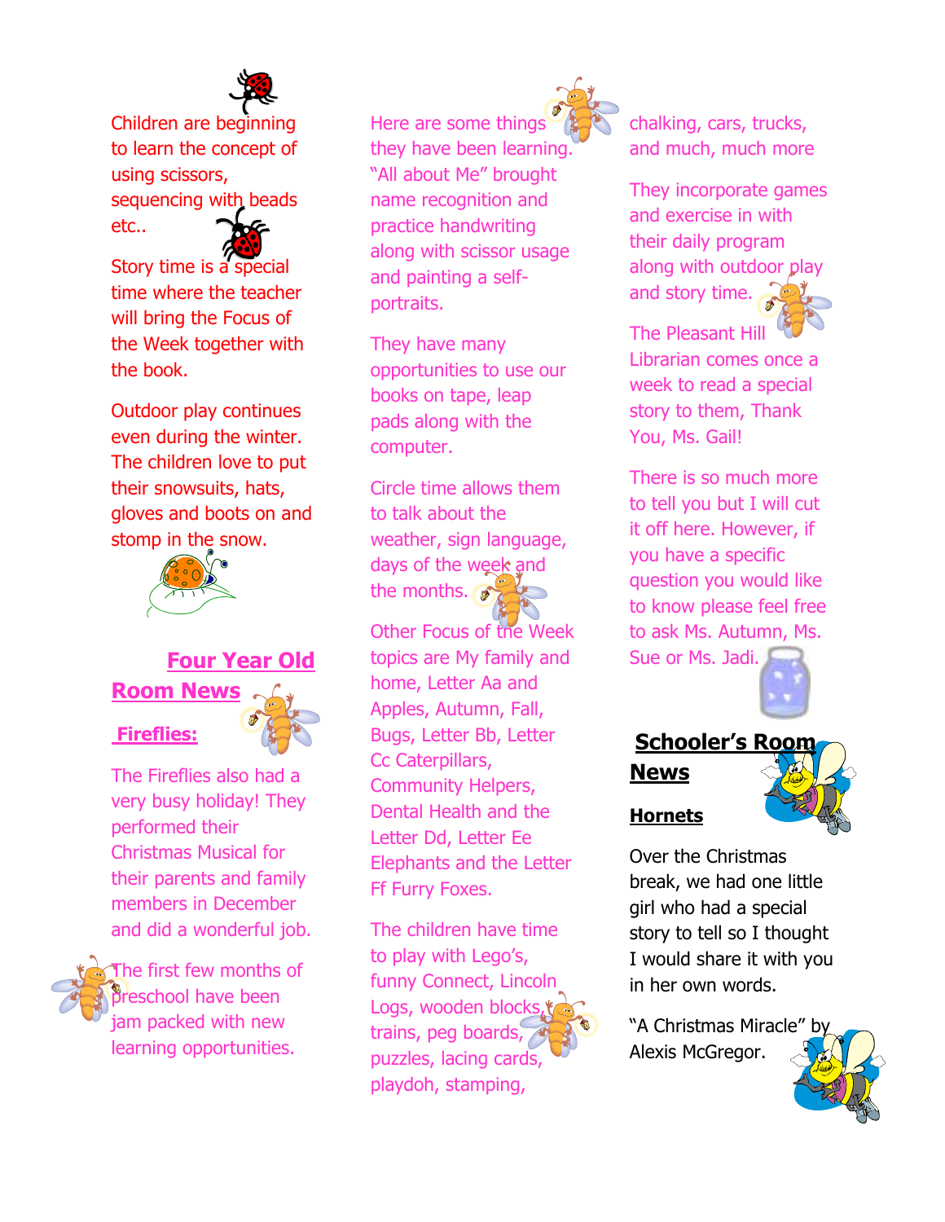Children are beginning to learn the concept of using scissors, sequencing with beads etc..

Story time is a special time where the teacher will bring the Focus of the Week together with the book.

Outdoor play continues even during the winter. The children love to put their snowsuits, hats, gloves and boots on and stomp in the snow.

## Four Year Old Room News

### Fireflies:

The Fireflies also had a very busy holiday! They performed their Christmas Musical for their parents and family members in December and did a wonderful job.

The first few months of preschool have been jam packed with new learning opportunities.

Here are some things they have been learning. "All about Me" brought name recognition and practice handwriting along with scissor usage and painting a self-portraits.

They have many opportunities to use our books on tape, leap pads along with the computer.

Circle time allows them to talk about the weather, sign language, days of the week and the months.

Other Focus of the Week topics are My family and home, Letter Aa and Apples, Autumn, Fall, Bugs, Letter Bb, Letter Cc Caterpillars, Community Helpers, Dental Health and the Letter Dd, Letter Ee Elephants and the Letter Ff Furry Foxes.

The children have time to play with Lego's, funny Connect, Lincoln Logs, wooden blocks, trains, peg boards, puzzles, lacing cards, playdoh, stamping, chalking, cars, trucks, and much, much more

They incorporate games and exercise in with their daily program along with outdoor play and story time.

The Pleasant Hill Librarian comes once a week to read a special story to them, Thank You, Ms. Gail!

There is so much more to tell you but I will cut it off here. However, if you have a specific question you would like to know please feel free to ask Ms. Autumn, Ms. Sue or Ms. Jadi.

## Schooler's Room News

### Hornets

Over the Christmas break, we had one little girl who had a special story to tell so I thought I would share it with you in her own words.

"A Christmas Miracle" by Alexis McGregor.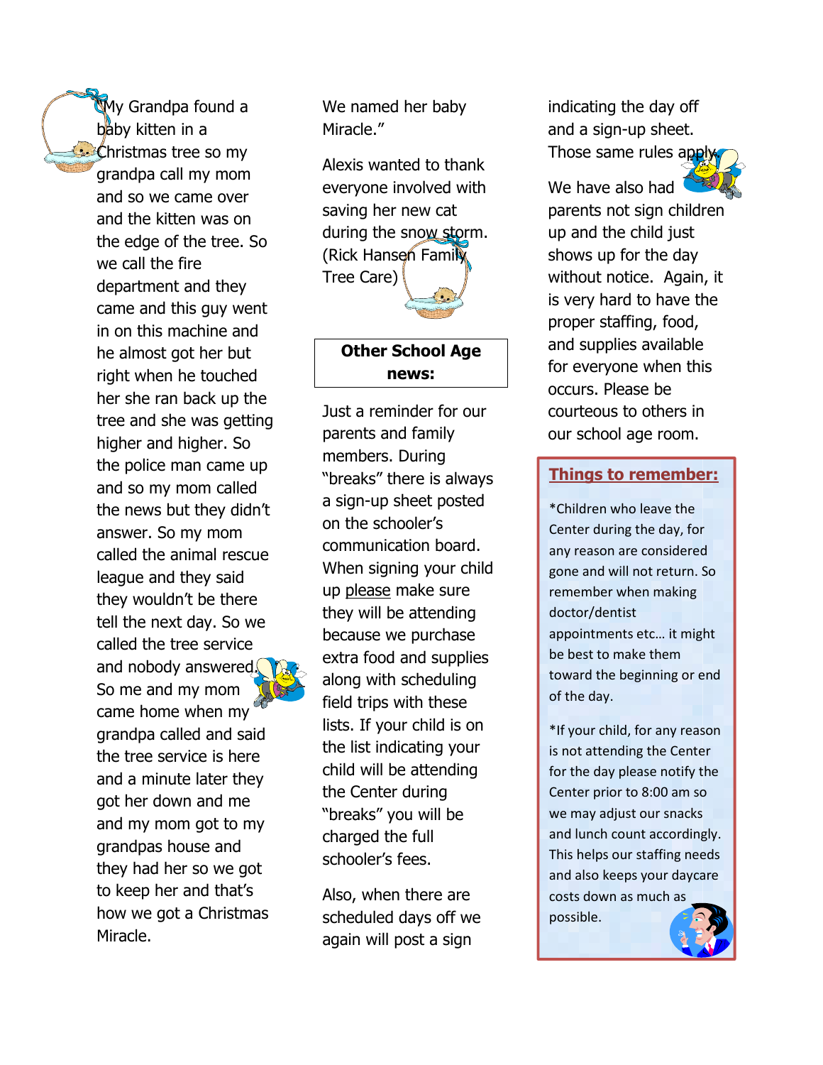My Grandpa found a baby kitten in a Christmas tree so my grandpa call my mom and so we came over and the kitten was on the edge of the tree. So we call the fire department and they came and this guy went in on this machine and he almost got her but right when he touched her she ran back up the tree and she was getting higher and higher. So the police man came up and so my mom called the news but they didn't answer. So my mom called the animal rescue league and they said they wouldn't be there tell the next day. So we called the tree service and nobody answered. So me and my mom came home when my grandpa called and said the tree service is here and a minute later they got her down and me and my mom got to my grandpas house and they had her so we got to keep her and that's how we got a Christmas Miracle. We named her baby Miracle."

Alexis wanted to thank everyone involved with saving her new cat during the snow storm. (Rick Hansen Family Tree Care)

## Other School Age news:

Just a reminder for our parents and family members. During "breaks" there is always a sign-up sheet posted on the schooler's communication board. When signing your child up please make sure they will be attending because we purchase extra food and supplies along with scheduling field trips with these lists. If your child is on the list indicating your child will be attending the Center during "breaks" you will be charged the full schooler's fees.

Also, when there are scheduled days off we again will post a sign indicating the day off and a sign-up sheet. Those same rules apply.

We have also had parents not sign children up and the child just shows up for the day without notice. Again, it is very hard to have the proper staffing, food, and supplies available for everyone when this occurs. Please be courteous to others in our school age room.

## Things to remember:

*Children who leave the Center during the day, for any reason are considered gone and will not return. So remember when making doctor/dentist appointments etc… it might be best to make them toward the beginning or end of the day.

*If your child, for any reason is not attending the Center for the day please notify the Center prior to 8:00 am so we may adjust our snacks and lunch count accordingly. This helps our staffing needs and also keeps your daycare costs down as much as possible.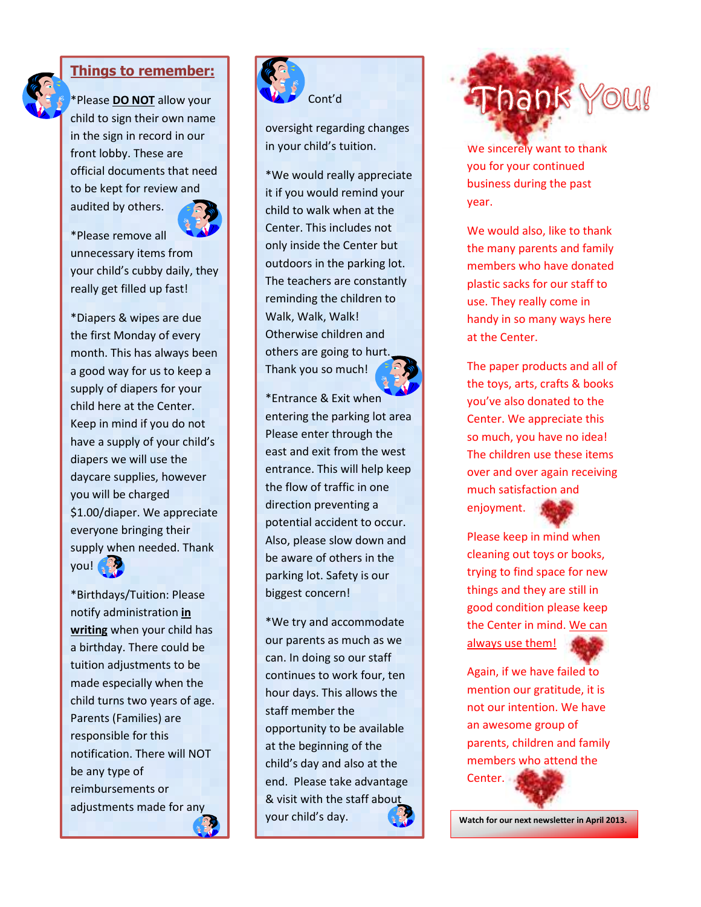## Things to remember:

*Please **DO NOT** allow your child to sign their own name in the sign in record in our front lobby. These are official documents that need to be kept for review and audited by others.

*Please remove all unnecessary items from your child's cubby daily, they really get filled up fast!

*Diapers & wipes are due the first Monday of every month. This has always been a good way for us to keep a supply of diapers for your child here at the Center. Keep in mind if you do not have a supply of your child's diapers we will use the daycare supplies, however you will be charged $1.00/diaper. We appreciate everyone bringing their supply when needed. Thank you!

*Birthdays/Tuition: Please notify administration **in writing** when your child has a birthday. There could be tuition adjustments to be made especially when the child turns two years of age. Parents (Families) are responsible for this notification. There will NOT be any type of reimbursements or adjustments made for any

Cont'd

oversight regarding changes in your child's tuition.

*We would really appreciate it if you would remind your child to walk when at the Center. This includes not only inside the Center but outdoors in the parking lot. The teachers are constantly reminding the children to Walk, Walk, Walk! Otherwise children and others are going to hurt. Thank you so much!

*Entrance & Exit when entering the parking lot area Please enter through the east and exit from the west entrance. This will help keep the flow of traffic in one direction preventing a potential accident to occur. Also, please slow down and be aware of others in the parking lot. Safety is our biggest concern!

*We try and accommodate our parents as much as we can. In doing so our staff continues to work four, ten hour days. This allows the staff member the opportunity to be available at the beginning of the child's day and also at the end. Please take advantage & visit with the staff about your child's day.

# Thank You!

We sincerely want to thank you for your continued business during the past year.

We would also, like to thank the many parents and family members who have donated plastic sacks for our staff to use. They really come in handy in so many ways here at the Center.

The paper products and all of the toys, arts, crafts & books you've also donated to the Center. We appreciate this so much, you have no idea! The children use these items over and over again receiving much satisfaction and enjoyment.

Please keep in mind when cleaning out toys or books, trying to find space for new things and they are still in good condition please keep the Center in mind. We can always use them!

Again, if we have failed to mention our gratitude, it is not our intention. We have an awesome group of parents, children and family members who attend the Center.

**Watch for our next newsletter in April 2013.**